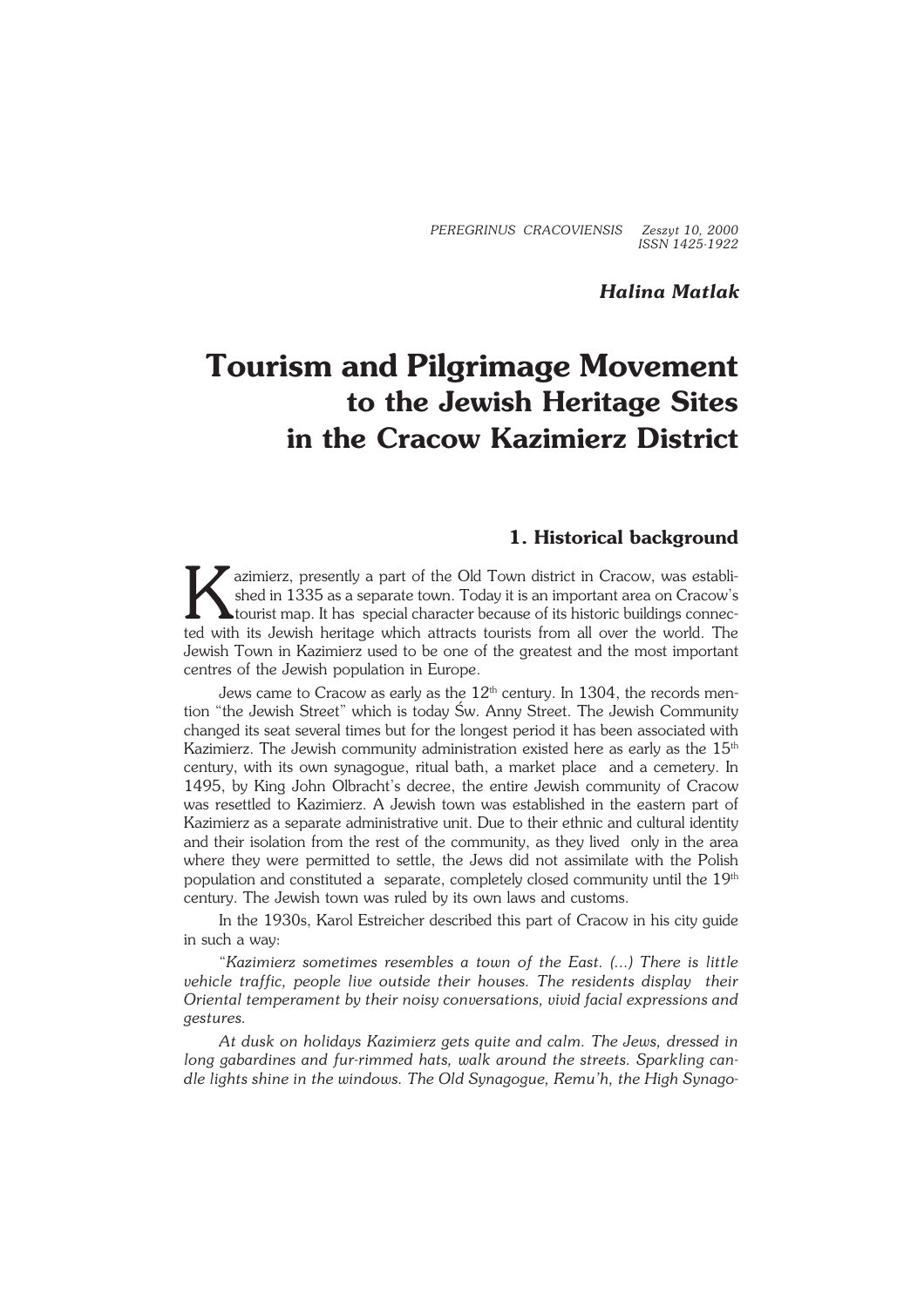PEREGRINUS CRACOVIENSIS Zeszyt 10, 2000
ISSN 1425-1922

***Halina Matlak***

# Tourism and Pilgrimage Movement to the Jewish Heritage Sites in the Cracow Kazimierz District

## 1. Historical background

Kazimierz, presently a part of the Old Town district in Cracow, was established in 1335 as a separate town. Today it is an important area on Cracow's tourist map. It has special character because of its historic buildings connected with its Jewish heritage which attracts tourists from all over the world. The Jewish Town in Kazimierz used to be one of the greatest and the most important centres of the Jewish population in Europe.

Jews came to Cracow as early as the 12th century. In 1304, the records mention "the Jewish Street" which is today Św. Anny Street. The Jewish Community changed its seat several times but for the longest period it has been associated with Kazimierz. The Jewish community administration existed here as early as the 15th century, with its own synagogue, ritual bath, a market place and a cemetery. In 1495, by King John Olbracht's decree, the entire Jewish community of Cracow was resettled to Kazimierz. A Jewish town was established in the eastern part of Kazimierz as a separate administrative unit. Due to their ethnic and cultural identity and their isolation from the rest of the community, as they lived only in the area where they were permitted to settle, the Jews did not assimilate with the Polish population and constituted a separate, completely closed community until the 19th century. The Jewish town was ruled by its own laws and customs.

In the 1930s, Karol Estreicher described this part of Cracow in his city guide in such a way:

"*Kazimierz sometimes resembles a town of the East. (...) There is little vehicle traffic, people live outside their houses. The residents display their Oriental temperament by their noisy conversations, vivid facial expressions and gestures.*

*At dusk on holidays Kazimierz gets quite and calm. The Jews, dressed in long gabardines and fur-rimmed hats, walk around the streets. Sparkling candle lights shine in the windows. The Old Synagogue, Remu'h, the High Synago-*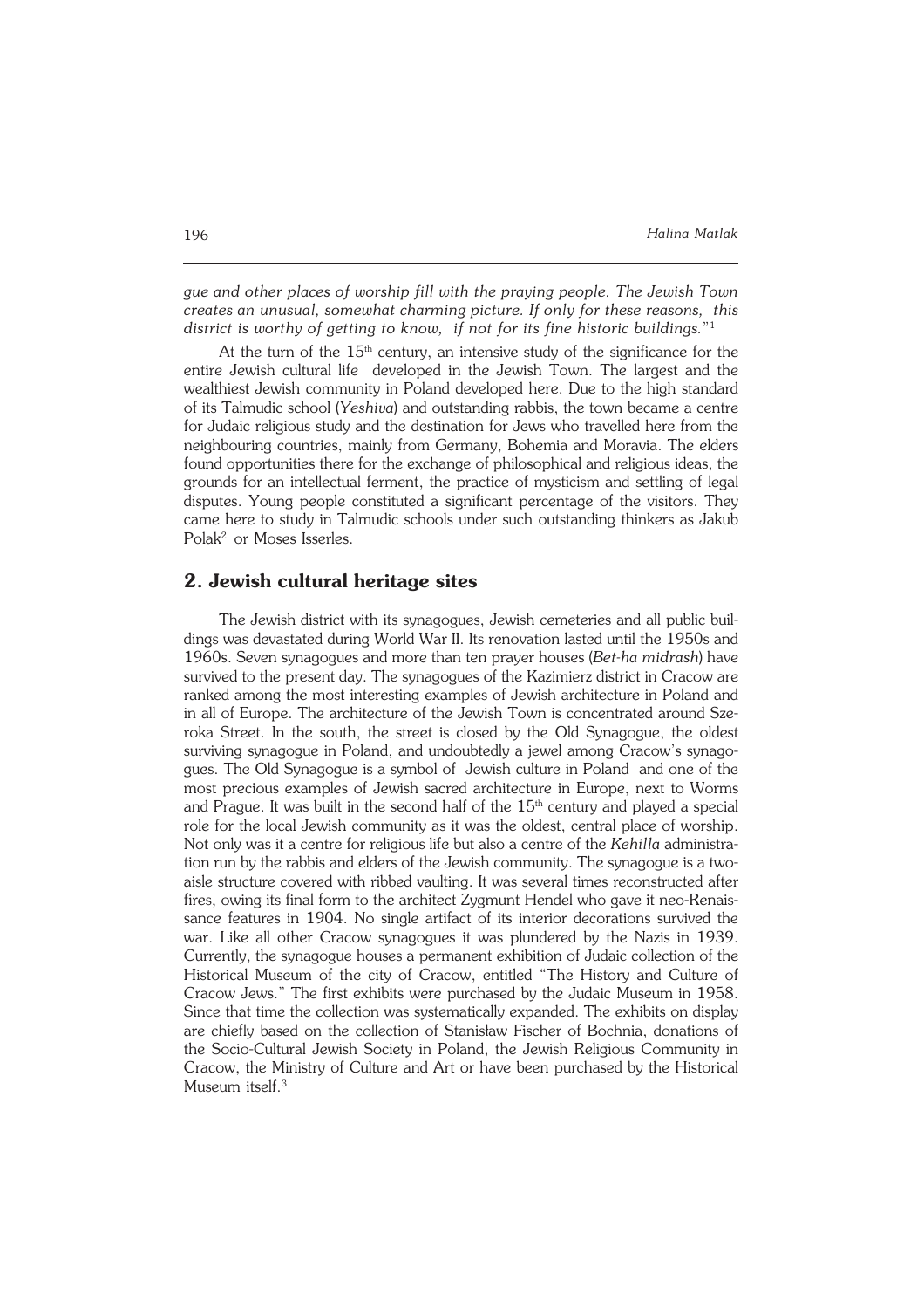*gue and other places of worship fill with the praying people. The Jewish Town creates an unusual, somewhat charming picture. If only for these reasons, this district is worthy of getting to know, if not for its fine historic buildings.*"[1]

At the turn of the 15th century, an intensive study of the significance for the entire Jewish cultural life developed in the Jewish Town. The largest and the wealthiest Jewish community in Poland developed here. Due to the high standard of its Talmudic school (*Yeshiva*) and outstanding rabbis, the town became a centre for Judaic religious study and the destination for Jews who travelled here from the neighbouring countries, mainly from Germany, Bohemia and Moravia. The elders found opportunities there for the exchange of philosophical and religious ideas, the grounds for an intellectual ferment, the practice of mysticism and settling of legal disputes. Young people constituted a significant percentage of the visitors. They came here to study in Talmudic schools under such outstanding thinkers as Jakub Polak[2] or Moses Isserles.

## 2. Jewish cultural heritage sites

The Jewish district with its synagogues, Jewish cemeteries and all public buildings was devastated during World War II. Its renovation lasted until the 1950s and 1960s. Seven synagogues and more than ten prayer houses (*Bet-ha midrash*) have survived to the present day. The synagogues of the Kazimierz district in Cracow are ranked among the most interesting examples of Jewish architecture in Poland and in all of Europe. The architecture of the Jewish Town is concentrated around Szeroka Street. In the south, the street is closed by the Old Synagogue, the oldest surviving synagogue in Poland, and undoubtedly a jewel among Cracow's synagogues. The Old Synagogue is a symbol of Jewish culture in Poland and one of the most precious examples of Jewish sacred architecture in Europe, next to Worms and Prague. It was built in the second half of the 15th century and played a special role for the local Jewish community as it was the oldest, central place of worship. Not only was it a centre for religious life but also a centre of the *Kehilla* administration run by the rabbis and elders of the Jewish community. The synagogue is a two-aisle structure covered with ribbed vaulting. It was several times reconstructed after fires, owing its final form to the architect Zygmunt Hendel who gave it neo-Renaissance features in 1904. No single artifact of its interior decorations survived the war. Like all other Cracow synagogues it was plundered by the Nazis in 1939. Currently, the synagogue houses a permanent exhibition of Judaic collection of the Historical Museum of the city of Cracow, entitled "The History and Culture of Cracow Jews." The first exhibits were purchased by the Judaic Museum in 1958. Since that time the collection was systematically expanded. The exhibits on display are chiefly based on the collection of Stanisław Fischer of Bochnia, donations of the Socio-Cultural Jewish Society in Poland, the Jewish Religious Community in Cracow, the Ministry of Culture and Art or have been purchased by the Historical Museum itself.[3]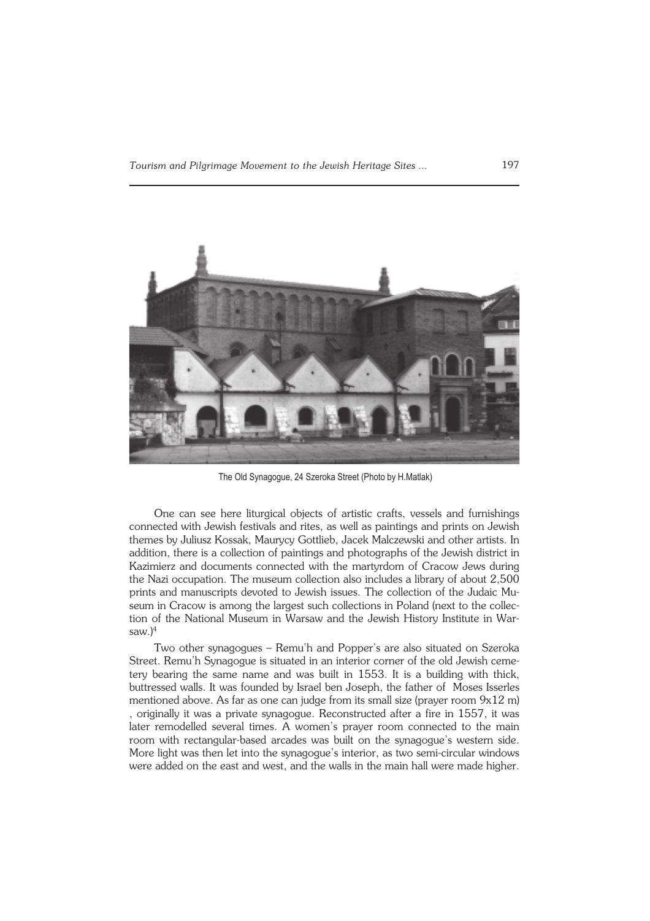The Old Synagogue, 24 Szeroka Street (Photo by H.Matlak)

One can see here liturgical objects of artistic crafts, vessels and furnishings connected with Jewish festivals and rites, as well as paintings and prints on Jewish themes by Juliusz Kossak, Maurycy Gottlieb, Jacek Malczewski and other artists. In addition, there is a collection of paintings and photographs of the Jewish district in Kazimierz and documents connected with the martyrdom of Cracow Jews during the Nazi occupation. The museum collection also includes a library of about 2,500 prints and manuscripts devoted to Jewish issues. The collection of the Judaic Museum in Cracow is among the largest such collections in Poland (next to the collection of the National Museum in Warsaw and the Jewish History Institute in Warsaw.)[4]

Two other synagogues – Remu'h and Popper's are also situated on Szeroka Street. Remu'h Synagogue is situated in an interior corner of the old Jewish cemetery bearing the same name and was built in 1553. It is a building with thick, buttressed walls. It was founded by Israel ben Joseph, the father of Moses Isserles mentioned above. As far as one can judge from its small size (prayer room 9x12 m) , originally it was a private synagogue. Reconstructed after a fire in 1557, it was later remodelled several times. A women's prayer room connected to the main room with rectangular-based arcades was built on the synagogue's western side. More light was then let into the synagogue's interior, as two semi-circular windows were added on the east and west, and the walls in the main hall were made higher.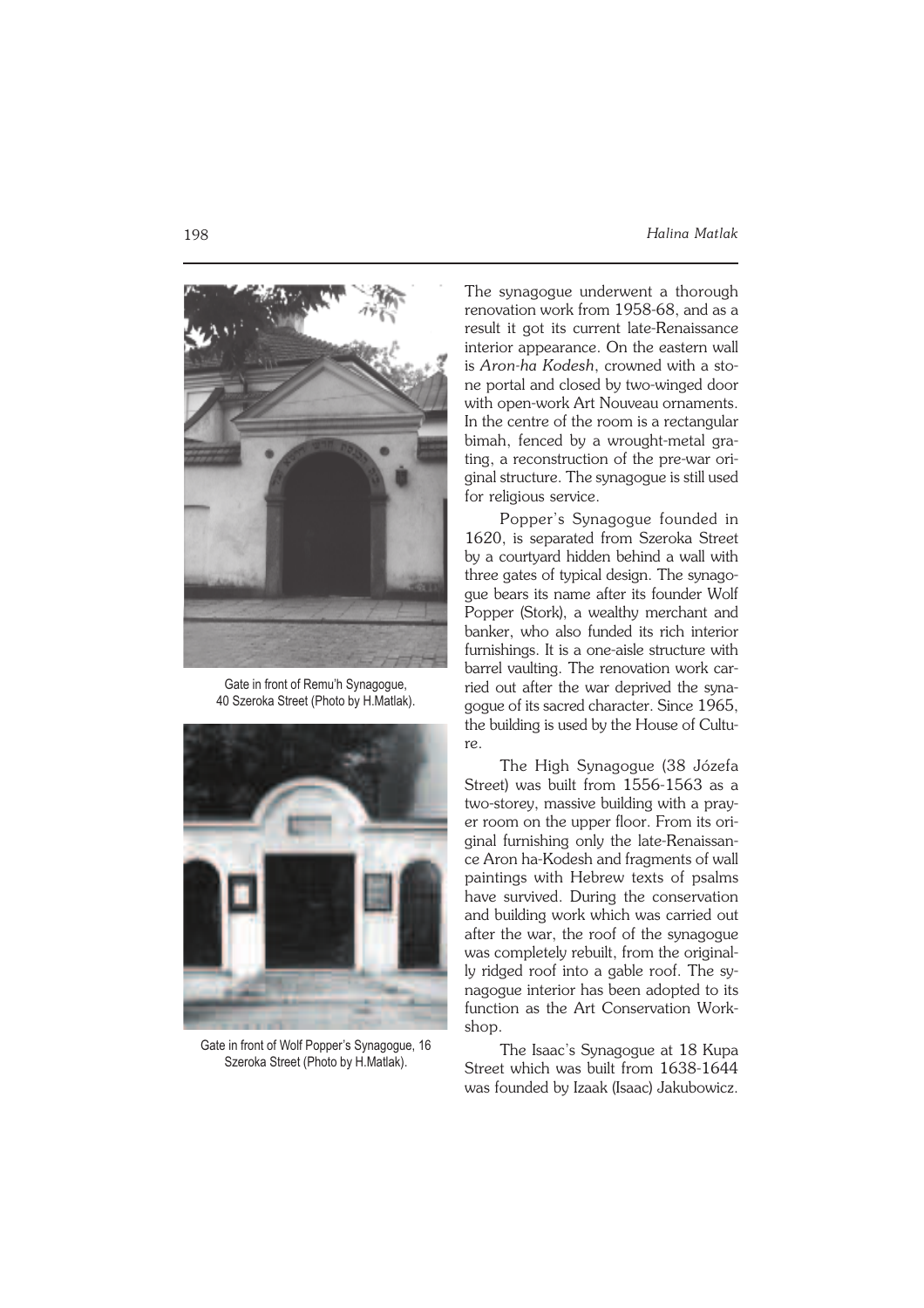Gate in front of Remu'h Synagogue, 40 Szeroka Street (Photo by H.Matlak).

Gate in front of Wolf Popper's Synagogue, 16 Szeroka Street (Photo by H.Matlak).

The synagogue underwent a thorough renovation work from 1958-68, and as a result it got its current late-Renaissance interior appearance. On the eastern wall is *Aron-ha Kodesh*, crowned with a stone portal and closed by two-winged door with open-work Art Nouveau ornaments. In the centre of the room is a rectangular bimah, fenced by a wrought-metal grating, a reconstruction of the pre-war original structure. The synagogue is still used for religious service.

Popper's Synagogue founded in 1620, is separated from Szeroka Street by a courtyard hidden behind a wall with three gates of typical design. The synagogue bears its name after its founder Wolf Popper (Stork), a wealthy merchant and banker, who also funded its rich interior furnishings. It is a one-aisle structure with barrel vaulting. The renovation work carried out after the war deprived the synagogue of its sacred character. Since 1965, the building is used by the House of Culture.

The High Synagogue (38 Józefa Street) was built from 1556-1563 as a two-storey, massive building with a prayer room on the upper floor. From its original furnishing only the late-Renaissance Aron ha-Kodesh and fragments of wall paintings with Hebrew texts of psalms have survived. During the conservation and building work which was carried out after the war, the roof of the synagogue was completely rebuilt, from the originally ridged roof into a gable roof. The synagogue interior has been adopted to its function as the Art Conservation Workshop.

The Isaac's Synagogue at 18 Kupa Street which was built from 1638-1644 was founded by Izaak (Isaac) Jakubowicz.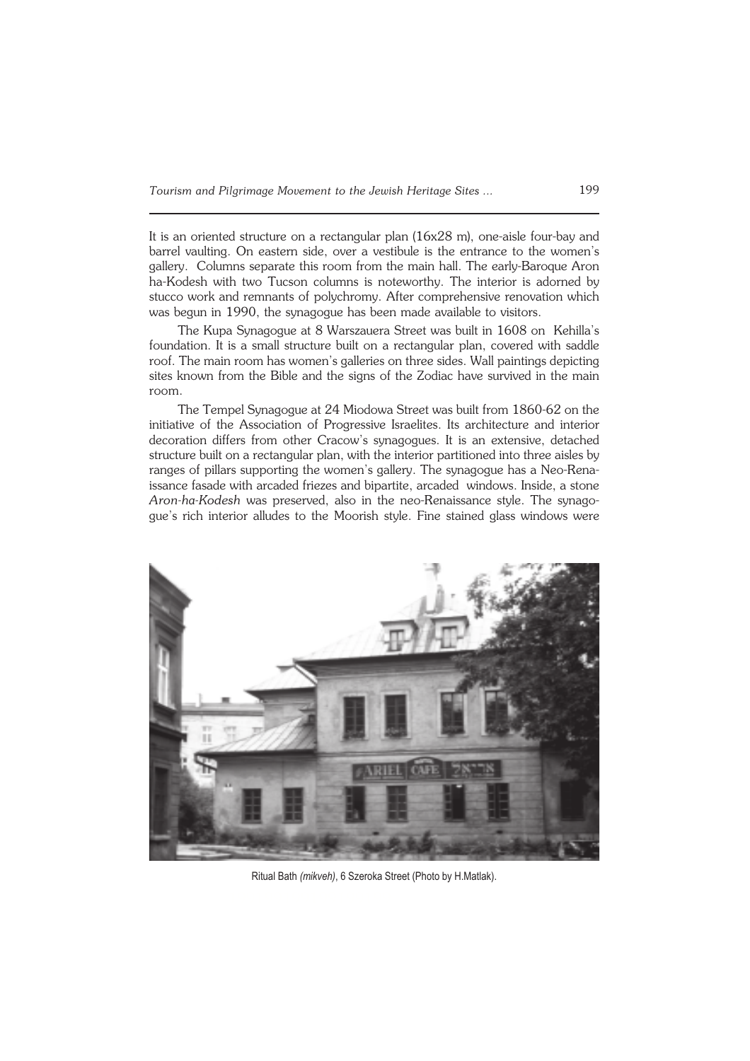It is an oriented structure on a rectangular plan (16x28 m), one-aisle four-bay and barrel vaulting. On eastern side, over a vestibule is the entrance to the women's gallery. Columns separate this room from the main hall. The early-Baroque Aron ha-Kodesh with two Tucson columns is noteworthy. The interior is adorned by stucco work and remnants of polychromy. After comprehensive renovation which was begun in 1990, the synagogue has been made available to visitors.

The Kupa Synagogue at 8 Warszauera Street was built in 1608 on Kehilla's foundation. It is a small structure built on a rectangular plan, covered with saddle roof. The main room has women's galleries on three sides. Wall paintings depicting sites known from the Bible and the signs of the Zodiac have survived in the main room.

The Tempel Synagogue at 24 Miodowa Street was built from 1860-62 on the initiative of the Association of Progressive Israelites. Its architecture and interior decoration differs from other Cracow's synagogues. It is an extensive, detached structure built on a rectangular plan, with the interior partitioned into three aisles by ranges of pillars supporting the women's gallery. The synagogue has a Neo-Renaissance fasade with arcaded friezes and bipartite, arcaded windows. Inside, a stone *Aron-ha-Kodesh* was preserved, also in the neo-Renaissance style. The synagogue's rich interior alludes to the Moorish style. Fine stained glass windows were

Ritual Bath *(mikveh)*, 6 Szeroka Street (Photo by H.Matlak).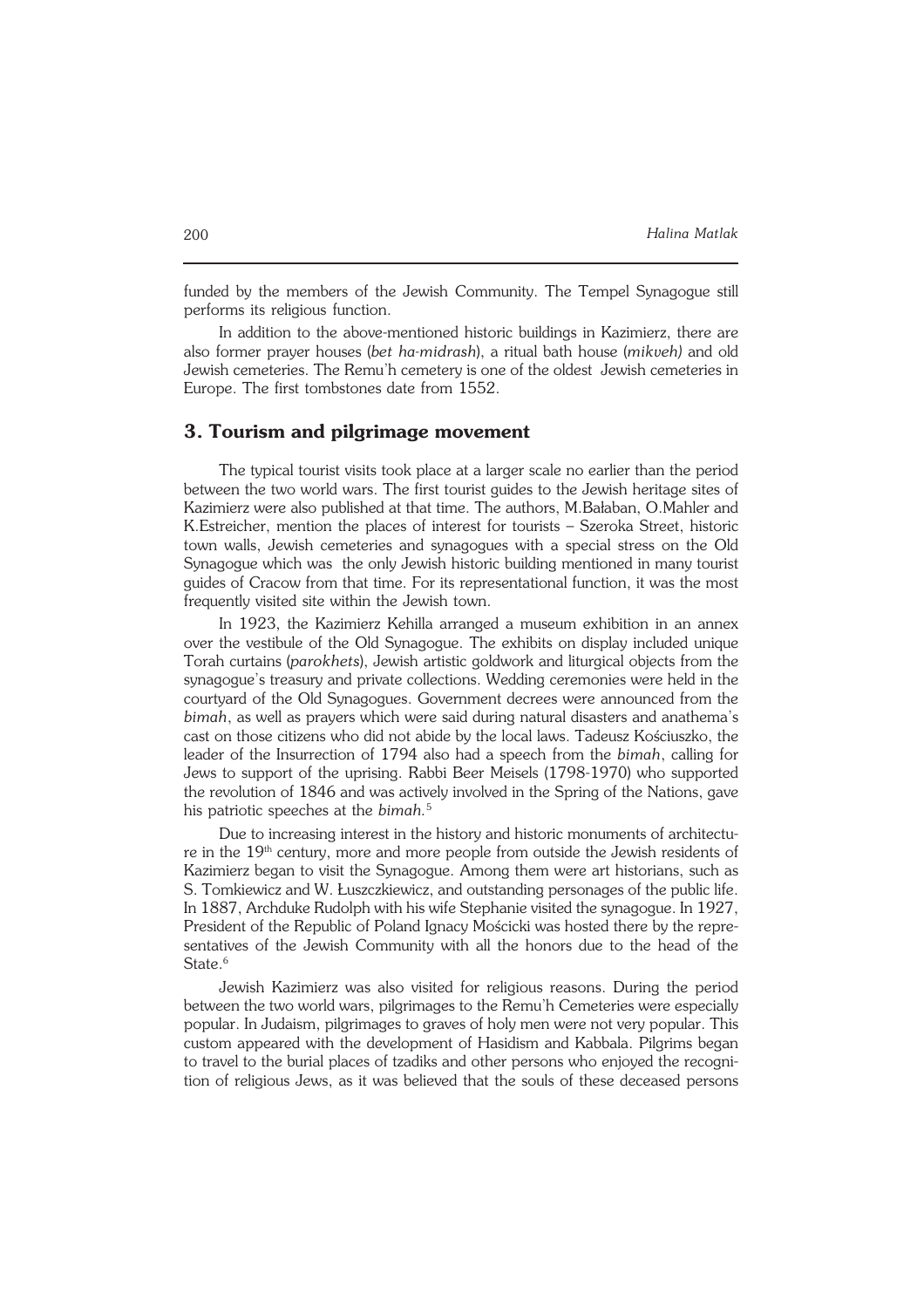funded by the members of the Jewish Community. The Tempel Synagogue still performs its religious function.

In addition to the above-mentioned historic buildings in Kazimierz, there are also former prayer houses (*bet ha-midrash*), a ritual bath house (*mikveh)* and old Jewish cemeteries. The Remu'h cemetery is one of the oldest Jewish cemeteries in Europe. The first tombstones date from 1552.

## 3. Tourism and pilgrimage movement

The typical tourist visits took place at a larger scale no earlier than the period between the two world wars. The first tourist guides to the Jewish heritage sites of Kazimierz were also published at that time. The authors, M.Bałaban, O.Mahler and K.Estreicher, mention the places of interest for tourists – Szeroka Street, historic town walls, Jewish cemeteries and synagogues with a special stress on the Old Synagogue which was the only Jewish historic building mentioned in many tourist guides of Cracow from that time. For its representational function, it was the most frequently visited site within the Jewish town.

In 1923, the Kazimierz Kehilla arranged a museum exhibition in an annex over the vestibule of the Old Synagogue. The exhibits on display included unique Torah curtains (*parokhets*), Jewish artistic goldwork and liturgical objects from the synagogue's treasury and private collections. Wedding ceremonies were held in the courtyard of the Old Synagogues. Government decrees were announced from the *bimah*, as well as prayers which were said during natural disasters and anathema's cast on those citizens who did not abide by the local laws. Tadeusz Kościuszko, the leader of the Insurrection of 1794 also had a speech from the *bimah*, calling for Jews to support of the uprising. Rabbi Beer Meisels (1798-1970) who supported the revolution of 1846 and was actively involved in the Spring of the Nations, gave his patriotic speeches at the *bimah.*[5]

Due to increasing interest in the history and historic monuments of architecture in the 19th century, more and more people from outside the Jewish residents of Kazimierz began to visit the Synagogue. Among them were art historians, such as S. Tomkiewicz and W. Łuszczkiewicz, and outstanding personages of the public life. In 1887, Archduke Rudolph with his wife Stephanie visited the synagogue. In 1927, President of the Republic of Poland Ignacy Mościcki was hosted there by the representatives of the Jewish Community with all the honors due to the head of the State.[6]

Jewish Kazimierz was also visited for religious reasons. During the period between the two world wars, pilgrimages to the Remu'h Cemeteries were especially popular. In Judaism, pilgrimages to graves of holy men were not very popular. This custom appeared with the development of Hasidism and Kabbala. Pilgrims began to travel to the burial places of tzadiks and other persons who enjoyed the recognition of religious Jews, as it was believed that the souls of these deceased persons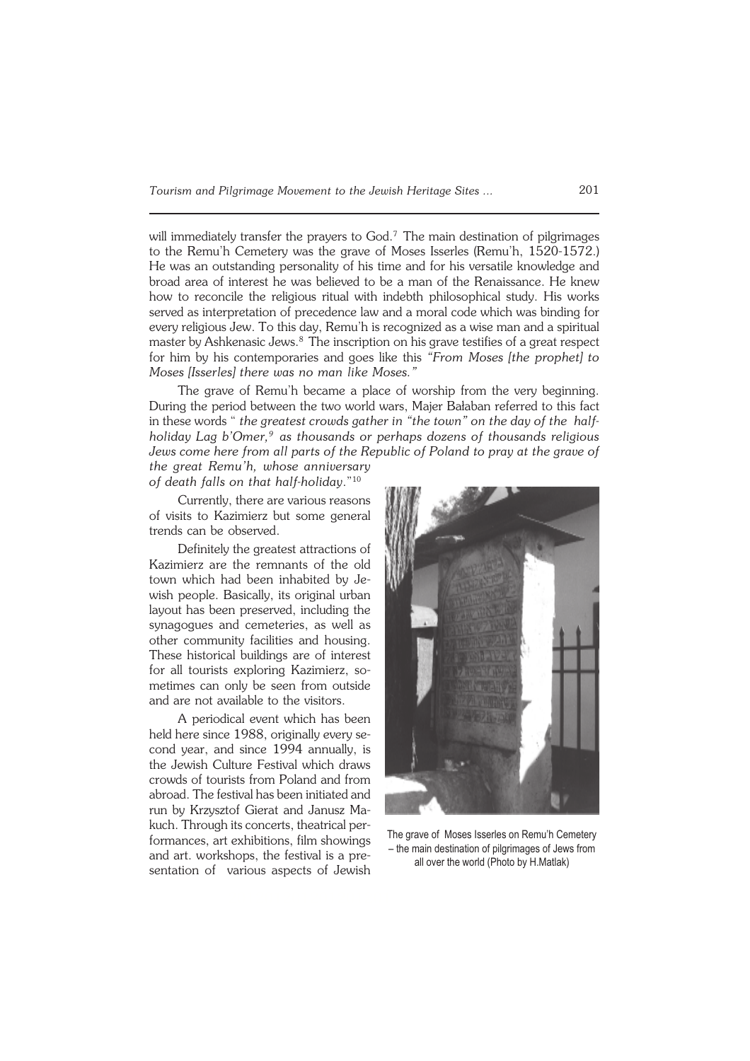will immediately transfer the prayers to God.[7] The main destination of pilgrimages to the Remu'h Cemetery was the grave of Moses Isserles (Remu'h, 1520-1572.) He was an outstanding personality of his time and for his versatile knowledge and broad area of interest he was believed to be a man of the Renaissance. He knew how to reconcile the religious ritual with indebth philosophical study. His works served as interpretation of precedence law and a moral code which was binding for every religious Jew. To this day, Remu'h is recognized as a wise man and a spiritual master by Ashkenasic Jews.[8] The inscription on his grave testifies of a great respect for him by his contemporaries and goes like this *"From Moses [the prophet] to Moses [Isserles] there was no man like Moses."*

The grave of Remu'h became a place of worship from the very beginning. During the period between the two world wars, Majer Bałaban referred to this fact in these words " *the greatest crowds gather in "the town" on the day of the half-holiday Lag b'Omer,[9] as thousands or perhaps dozens of thousands religious Jews come here from all parts of the Republic of Poland to pray at the grave of the great Remu'h, whose anniversary of death falls on that half-holiday*."[10]

Currently, there are various reasons of visits to Kazimierz but some general trends can be observed.

Definitely the greatest attractions of Kazimierz are the remnants of the old town which had been inhabited by Jewish people. Basically, its original urban layout has been preserved, including the synagogues and cemeteries, as well as other community facilities and housing. These historical buildings are of interest for all tourists exploring Kazimierz, sometimes can only be seen from outside and are not available to the visitors.

A periodical event which has been held here since 1988, originally every second year, and since 1994 annually, is the Jewish Culture Festival which draws crowds of tourists from Poland and from abroad. The festival has been initiated and run by Krzysztof Gierat and Janusz Makuch. Through its concerts, theatrical performances, art exhibitions, film showings and art. workshops, the festival is a presentation of various aspects of Jewish

The grave of Moses Isserles on Remu'h Cemetery – the main destination of pilgrimages of Jews from all over the world (Photo by H.Matlak)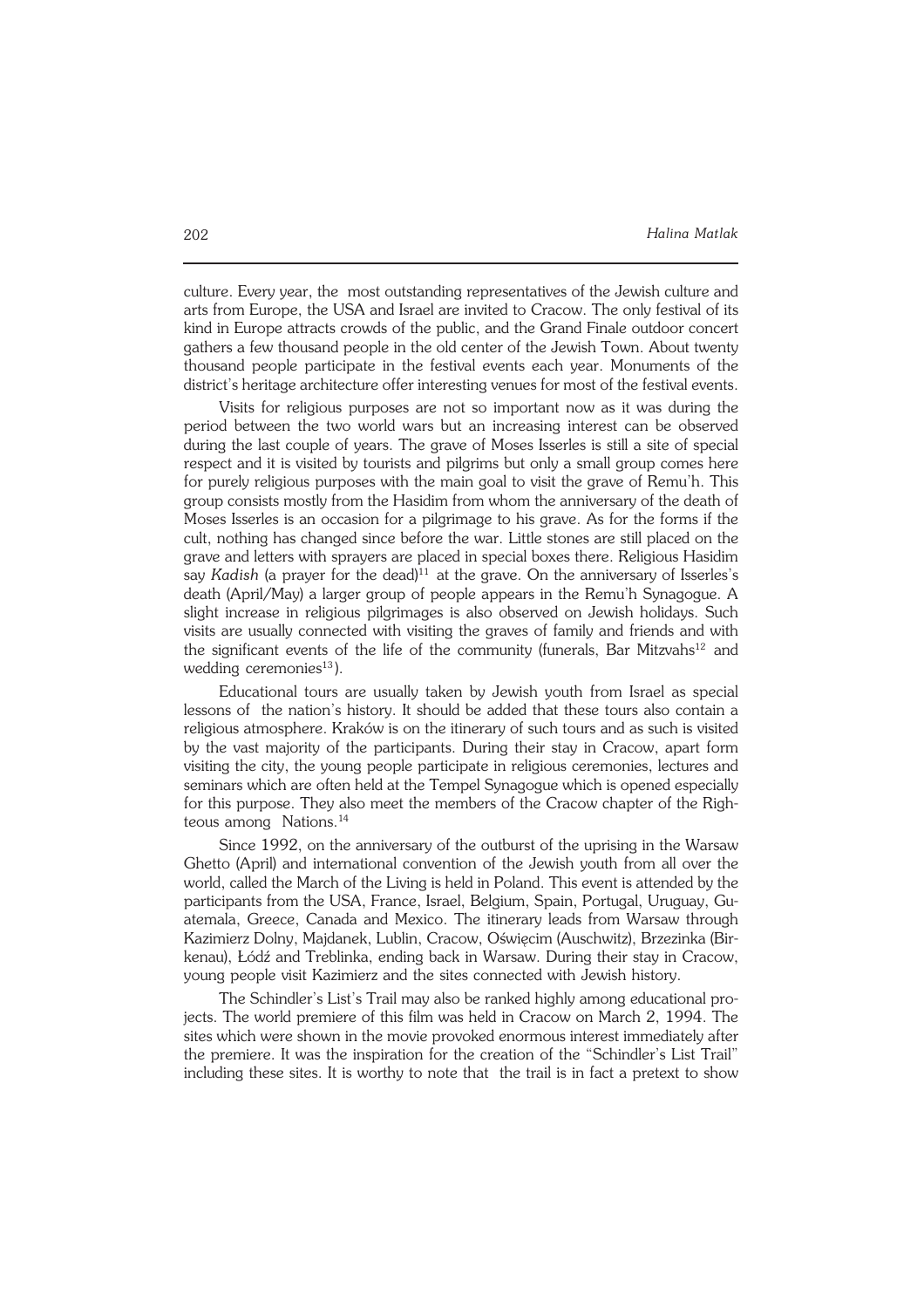culture. Every year, the most outstanding representatives of the Jewish culture and arts from Europe, the USA and Israel are invited to Cracow. The only festival of its kind in Europe attracts crowds of the public, and the Grand Finale outdoor concert gathers a few thousand people in the old center of the Jewish Town. About twenty thousand people participate in the festival events each year. Monuments of the district's heritage architecture offer interesting venues for most of the festival events.

Visits for religious purposes are not so important now as it was during the period between the two world wars but an increasing interest can be observed during the last couple of years. The grave of Moses Isserles is still a site of special respect and it is visited by tourists and pilgrims but only a small group comes here for purely religious purposes with the main goal to visit the grave of Remu'h. This group consists mostly from the Hasidim from whom the anniversary of the death of Moses Isserles is an occasion for a pilgrimage to his grave. As for the forms if the cult, nothing has changed since before the war. Little stones are still placed on the grave and letters with sprayers are placed in special boxes there. Religious Hasidim say *Kadish* (a prayer for the dead)[11] at the grave. On the anniversary of Isserles's death (April/May) a larger group of people appears in the Remu'h Synagogue. A slight increase in religious pilgrimages is also observed on Jewish holidays. Such visits are usually connected with visiting the graves of family and friends and with the significant events of the life of the community (funerals, Bar Mitzvahs[12] and wedding ceremonies[13]).

Educational tours are usually taken by Jewish youth from Israel as special lessons of the nation's history. It should be added that these tours also contain a religious atmosphere. Kraków is on the itinerary of such tours and as such is visited by the vast majority of the participants. During their stay in Cracow, apart form visiting the city, the young people participate in religious ceremonies, lectures and seminars which are often held at the Tempel Synagogue which is opened especially for this purpose. They also meet the members of the Cracow chapter of the Righteous among Nations.[14]

Since 1992, on the anniversary of the outburst of the uprising in the Warsaw Ghetto (April) and international convention of the Jewish youth from all over the world, called the March of the Living is held in Poland. This event is attended by the participants from the USA, France, Israel, Belgium, Spain, Portugal, Uruguay, Guatemala, Greece, Canada and Mexico. The itinerary leads from Warsaw through Kazimierz Dolny, Majdanek, Lublin, Cracow, Oświęcim (Auschwitz), Brzezinka (Birkenau), Łódź and Treblinka, ending back in Warsaw. During their stay in Cracow, young people visit Kazimierz and the sites connected with Jewish history.

The Schindler's List's Trail may also be ranked highly among educational projects. The world premiere of this film was held in Cracow on March 2, 1994. The sites which were shown in the movie provoked enormous interest immediately after the premiere. It was the inspiration for the creation of the "Schindler's List Trail" including these sites. It is worthy to note that the trail is in fact a pretext to show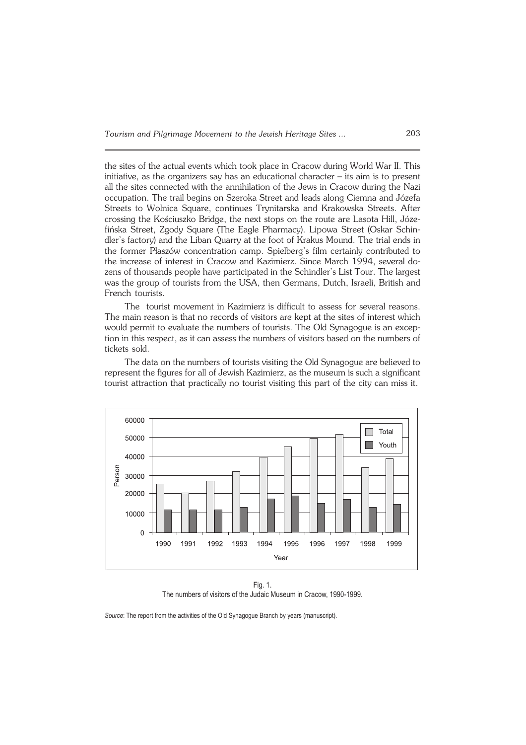the sites of the actual events which took place in Cracow during World War II. This initiative, as the organizers say has an educational character – its aim is to present all the sites connected with the annihilation of the Jews in Cracow during the Nazi occupation. The trail begins on Szeroka Street and leads along Ciemna and Józefa Streets to Wolnica Square, continues Trynitarska and Krakowska Streets. After crossing the Kościuszko Bridge, the next stops on the route are Lasota Hill, Józefińska Street, Zgody Square (The Eagle Pharmacy). Lipowa Street (Oskar Schindler's factory) and the Liban Quarry at the foot of Krakus Mound. The trial ends in the former Płaszów concentration camp. Spielberg's film certainly contributed to the increase of interest in Cracow and Kazimierz. Since March 1994, several dozens of thousands people have participated in the Schindler's List Tour. The largest was the group of tourists from the USA, then Germans, Dutch, Israeli, British and French tourists.

The tourist movement in Kazimierz is difficult to assess for several reasons. The main reason is that no records of visitors are kept at the sites of interest which would permit to evaluate the numbers of tourists. The Old Synagogue is an exception in this respect, as it can assess the numbers of visitors based on the numbers of tickets sold.

The data on the numbers of tourists visiting the Old Synagogue are believed to represent the figures for all of Jewish Kazimierz, as the museum is such a significant tourist attraction that practically no tourist visiting this part of the city can miss it.

Fig. 1.
The numbers of visitors of the Judaic Museum in Cracow, 1990-1999.

*Source*: The report from the activities of the Old Synagogue Branch by years (manuscript).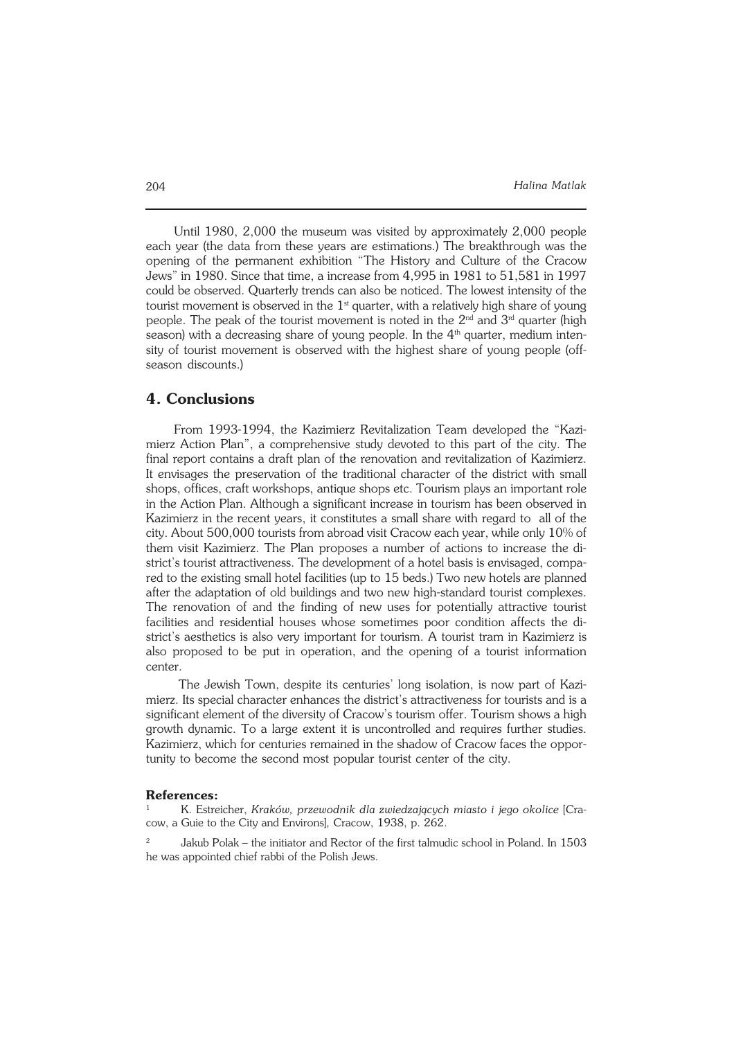Until 1980, 2,000 the museum was visited by approximately 2,000 people each year (the data from these years are estimations.) The breakthrough was the opening of the permanent exhibition "The History and Culture of the Cracow Jews" in 1980. Since that time, a increase from 4,995 in 1981 to 51,581 in 1997 could be observed. Quarterly trends can also be noticed. The lowest intensity of the tourist movement is observed in the 1st quarter, with a relatively high share of young people. The peak of the tourist movement is noted in the 2nd and 3rd quarter (high season) with a decreasing share of young people. In the 4th quarter, medium intensity of tourist movement is observed with the highest share of young people (off-season discounts.)

## 4. Conclusions

From 1993-1994, the Kazimierz Revitalization Team developed the "Kazimierz Action Plan", a comprehensive study devoted to this part of the city. The final report contains a draft plan of the renovation and revitalization of Kazimierz. It envisages the preservation of the traditional character of the district with small shops, offices, craft workshops, antique shops etc. Tourism plays an important role in the Action Plan. Although a significant increase in tourism has been observed in Kazimierz in the recent years, it constitutes a small share with regard to all of the city. About 500,000 tourists from abroad visit Cracow each year, while only 10% of them visit Kazimierz. The Plan proposes a number of actions to increase the district's tourist attractiveness. The development of a hotel basis is envisaged, compared to the existing small hotel facilities (up to 15 beds.) Two new hotels are planned after the adaptation of old buildings and two new high-standard tourist complexes. The renovation of and the finding of new uses for potentially attractive tourist facilities and residential houses whose sometimes poor condition affects the district's aesthetics is also very important for tourism. A tourist tram in Kazimierz is also proposed to be put in operation, and the opening of a tourist information center.

The Jewish Town, despite its centuries' long isolation, is now part of Kazimierz. Its special character enhances the district's attractiveness for tourists and is a significant element of the diversity of Cracow's tourism offer. Tourism shows a high growth dynamic. To a large extent it is uncontrolled and requires further studies. Kazimierz, which for centuries remained in the shadow of Cracow faces the opportunity to become the second most popular tourist center of the city.

**References:**

[1] K. Estreicher, *Kraków, przewodnik dla zwiedzających miasto i jego okolice* [Cracow, a Guie to the City and Environs], Cracow, 1938, p. 262.

[2] Jakub Polak – the initiator and Rector of the first talmudic school in Poland. In 1503 he was appointed chief rabbi of the Polish Jews.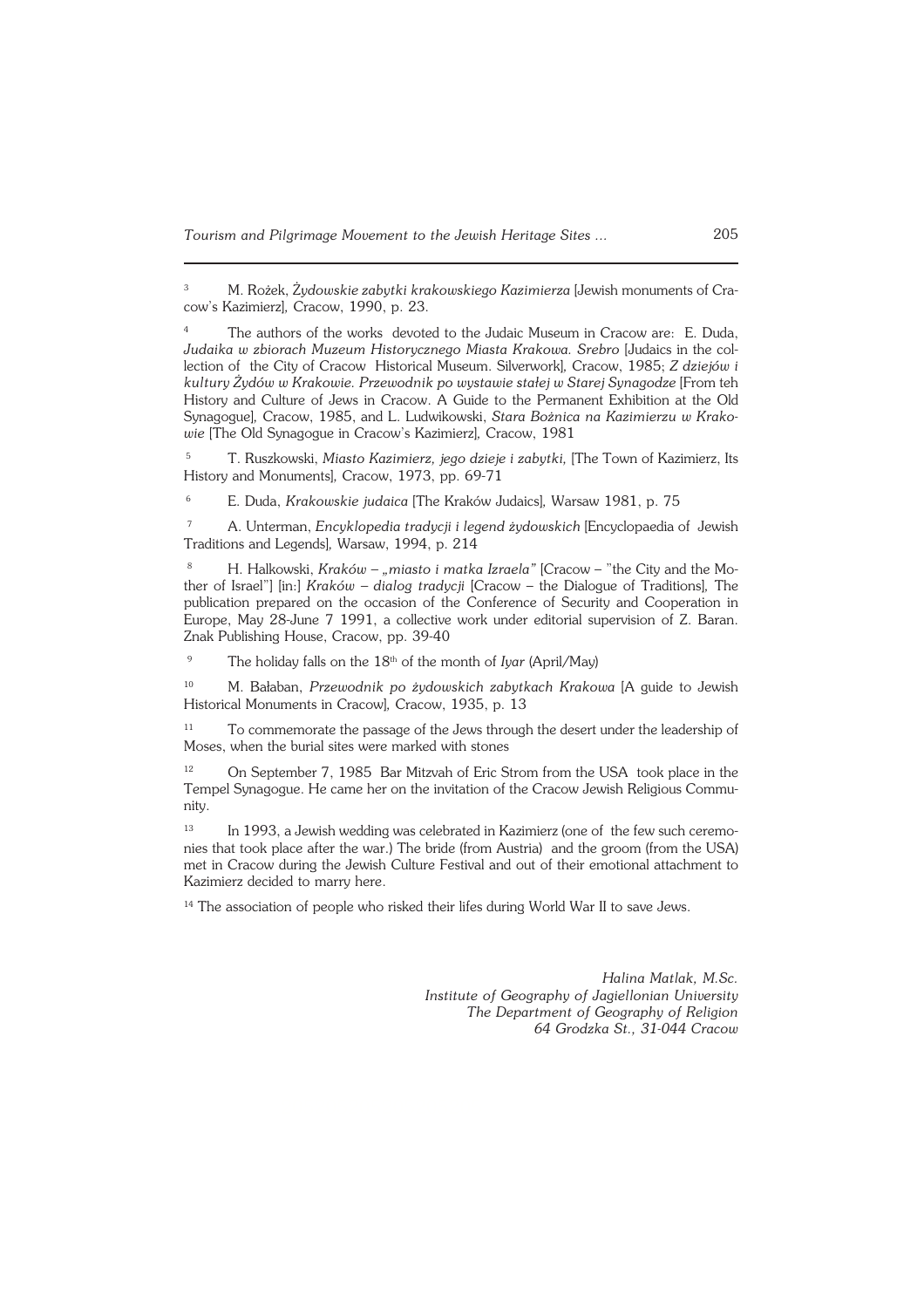[3] M. Rożek, *Żydowskie zabytki krakowskiego Kazimierza* [Jewish monuments of Cracow's Kazimierz], Cracow, 1990, p. 23.

[4] The authors of the works devoted to the Judaic Museum in Cracow are: E. Duda, *Judaika w zbiorach Muzeum Historycznego Miasta Krakowa. Srebro* [Judaics in the collection of the City of Cracow Historical Museum. Silverwork], Cracow, 1985; *Z dziejów i kultury Żydów w Krakowie. Przewodnik po wystawie stałej w Starej Synagodze* [From teh History and Culture of Jews in Cracow. A Guide to the Permanent Exhibition at the Old Synagogue], Cracow, 1985, and L. Ludwikowski, *Stara Bożnica na Kazimierzu w Krakowie* [The Old Synagogue in Cracow's Kazimierz], Cracow, 1981

[5] T. Ruszkowski, *Miasto Kazimierz, jego dzieje i zabytki,* [The Town of Kazimierz, Its History and Monuments], Cracow, 1973, pp. 69-71

[6] E. Duda, *Krakowskie judaica* [The Kraków Judaics], Warsaw 1981, p. 75

[7] A. Unterman, *Encyklopedia tradycji i legend żydowskich* [Encyclopaedia of Jewish Traditions and Legends], Warsaw, 1994, p. 214

[8] H. Halkowski, *Kraków – „miasto i matka Izraela"* [Cracow – "the City and the Mother of Israel"] [in:] *Kraków – dialog tradycji* [Cracow – the Dialogue of Traditions], The publication prepared on the occasion of the Conference of Security and Cooperation in Europe, May 28-June 7 1991, a collective work under editorial supervision of Z. Baran. Znak Publishing House, Cracow, pp. 39-40

[9] The holiday falls on the 18th of the month of *Iyar* (April/May)

[10] M. Bałaban, *Przewodnik po żydowskich zabytkach Krakowa* [A guide to Jewish Historical Monuments in Cracow], Cracow, 1935, p. 13

[11] To commemorate the passage of the Jews through the desert under the leadership of Moses, when the burial sites were marked with stones

[12] On September 7, 1985 Bar Mitzvah of Eric Strom from the USA took place in the Tempel Synagogue. He came her on the invitation of the Cracow Jewish Religious Community.

[13] In 1993, a Jewish wedding was celebrated in Kazimierz (one of the few such ceremonies that took place after the war.) The bride (from Austria) and the groom (from the USA) met in Cracow during the Jewish Culture Festival and out of their emotional attachment to Kazimierz decided to marry here.

[14] The association of people who risked their lifes during World War II to save Jews.

*Halina Matlak, M.Sc.*
*Institute of Geography of Jagiellonian University*
*The Department of Geography of Religion*
*64 Grodzka St., 31-044 Cracow*